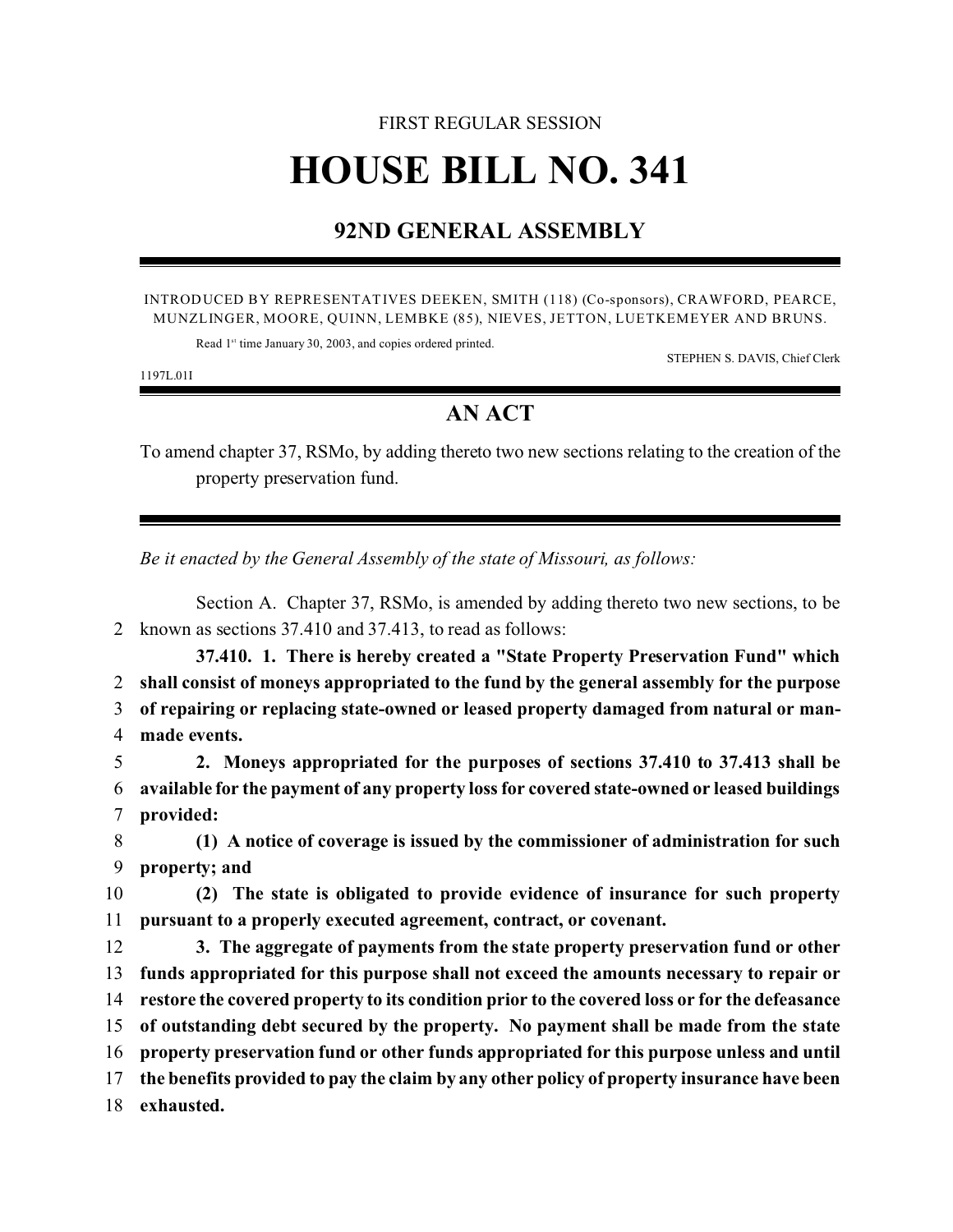FIRST REGULAR SESSION

# HOUSE BILL NO. 341

## 92ND GENERAL ASSEMBLY

INTRODUCED BY REPRESENTATIVES DEEKEN, SMITH (118) (Co-sponsors), CRAWFORD, PEARCE, MUNZLINGER, MOORE, QUINN, LEMBKE (85), NIEVES, JETTON, LUETKEMEYER AND BRUNS.

Read 1st time January 30, 2003, and copies ordered printed.

STEPHEN S. DAVIS, Chief Clerk

1197L.01I

## AN ACT

To amend chapter 37, RSMo, by adding thereto two new sections relating to the creation of the property preservation fund.

*Be it enacted by the General Assembly of the state of Missouri, as follows:*

Section A. Chapter 37, RSMo, is amended by adding thereto two new sections, to be known as sections 37.410 and 37.413, to read as follows:

**37.410. 1. There is hereby created a "State Property Preservation Fund" which shall consist of moneys appropriated to the fund by the general assembly for the purpose of repairing or replacing state-owned or leased property damaged from natural or man-made events.**

**2. Moneys appropriated for the purposes of sections 37.410 to 37.413 shall be available for the payment of any property loss for covered state-owned or leased buildings provided:**

**(1) A notice of coverage is issued by the commissioner of administration for such property; and**

**(2) The state is obligated to provide evidence of insurance for such property pursuant to a properly executed agreement, contract, or covenant.**

**3. The aggregate of payments from the state property preservation fund or other funds appropriated for this purpose shall not exceed the amounts necessary to repair or restore the covered property to its condition prior to the covered loss or for the defeasance of outstanding debt secured by the property. No payment shall be made from the state property preservation fund or other funds appropriated for this purpose unless and until the benefits provided to pay the claim by any other policy of property insurance have been exhausted.**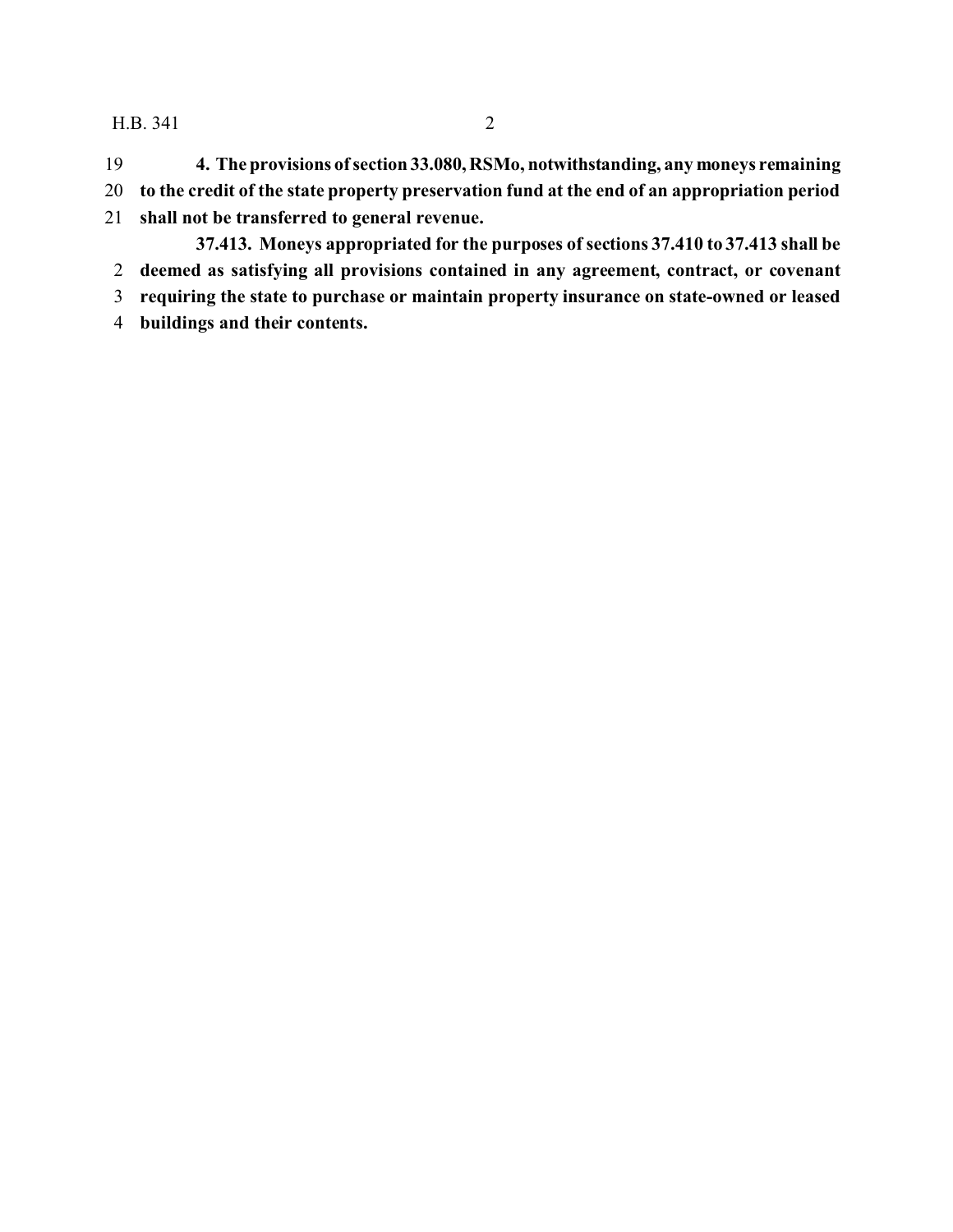**4. The provisions of section 33.080, RSMo, notwithstanding, any moneys remaining to the credit of the state property preservation fund at the end of an appropriation period shall not be transferred to general revenue.**

**37.413. Moneys appropriated for the purposes of sections 37.410 to 37.413 shall be deemed as satisfying all provisions contained in any agreement, contract, or covenant requiring the state to purchase or maintain property insurance on state-owned or leased buildings and their contents.**